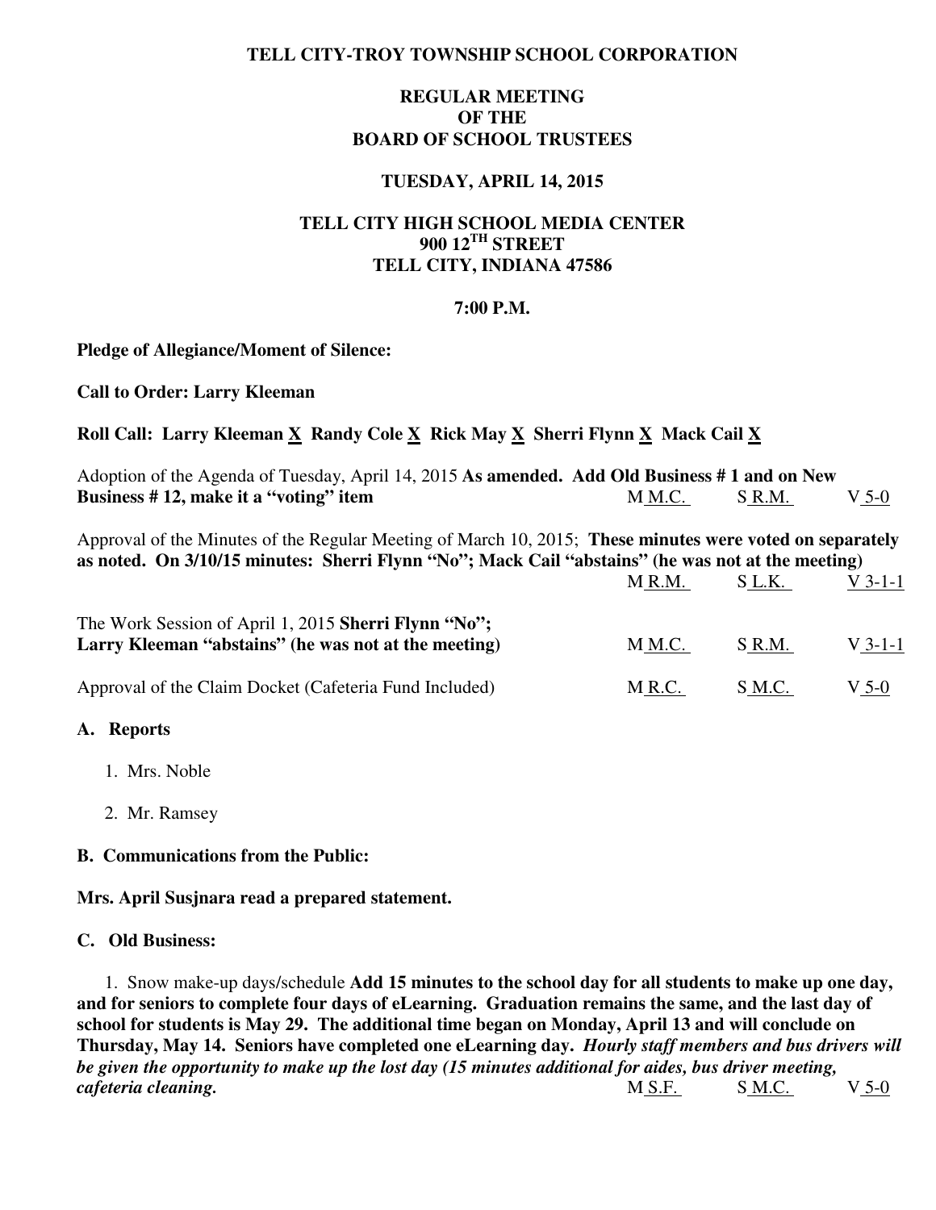**TELL CITY-TROY TOWNSHIP SCHOOL CORPORATION**

**REGULAR MEETING**
**OF THE**
**BOARD OF SCHOOL TRUSTEES**

**TUESDAY, APRIL 14, 2015**

**TELL CITY HIGH SCHOOL MEDIA CENTER**
**900 12TH STREET**
**TELL CITY, INDIANA 47586**

**7:00 P.M.**

**Pledge of Allegiance/Moment of Silence:**

**Call to Order: Larry Kleeman**

**Roll Call: Larry Kleeman X Randy Cole X Rick May X Sherri Flynn X Mack Cail X**

Adoption of the Agenda of Tuesday, April 14, 2015 **As amended. Add Old Business # 1 and on New Business # 12, make it a "voting" item** M M.C. S R.M. V 5-0

Approval of the Minutes of the Regular Meeting of March 10, 2015; **These minutes were voted on separately as noted. On 3/10/15 minutes: Sherri Flynn "No"; Mack Cail "abstains" (he was not at the meeting)** M R.M. S L.K. V 3-1-1

The Work Session of April 1, 2015 **Sherri Flynn "No"; Larry Kleeman "abstains" (he was not at the meeting)** M M.C. S R.M. V 3-1-1

Approval of the Claim Docket (Cafeteria Fund Included) M R.C. S M.C. V 5-0

**A. Reports**

1. Mrs. Noble
2. Mr. Ramsey

**B. Communications from the Public:**

**Mrs. April Susjnara read a prepared statement.**

**C. Old Business:**

1. Snow make-up days/schedule **Add 15 minutes to the school day for all students to make up one day, and for seniors to complete four days of eLearning. Graduation remains the same, and the last day of school for students is May 29. The additional time began on Monday, April 13 and will conclude on Thursday, May 14. Seniors have completed one eLearning day.** ***Hourly staff members and bus drivers will be given the opportunity to make up the lost day (15 minutes additional for aides, bus driver meeting, cafeteria cleaning.*** M S.F. S M.C. V 5-0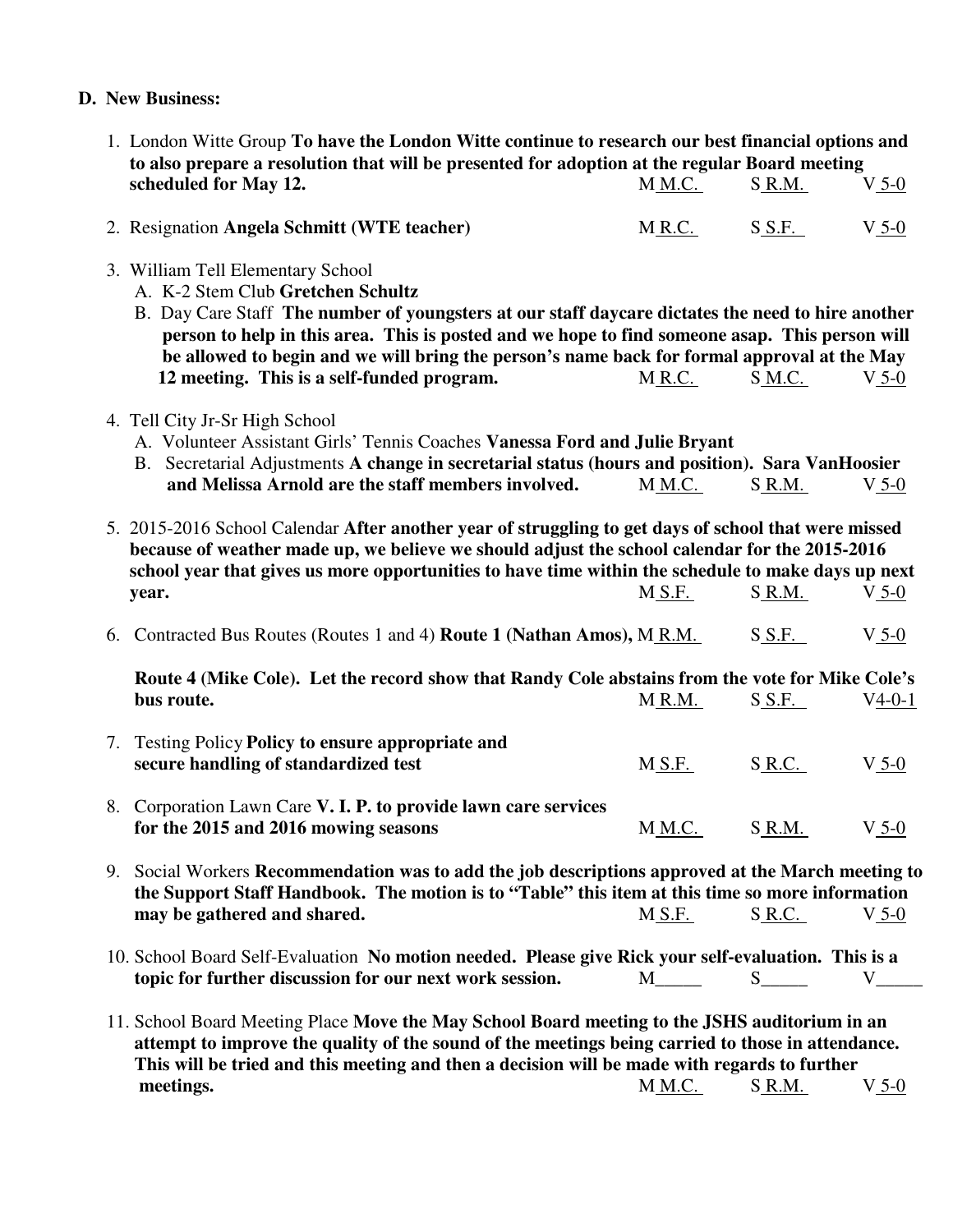**D. New Business:**

1. London Witte Group **To have the London Witte continue to research our best financial options and to also prepare a resolution that will be presented for adoption at the regular Board meeting scheduled for May 12.** M M.C. S R.M. V 5-0

2. Resignation **Angela Schmitt (WTE teacher)** M R.C. S S.F. V 5-0

3. William Tell Elementary School
   A. K-2 Stem Club **Gretchen Schultz**
   B. Day Care Staff **The number of youngsters at our staff daycare dictates the need to hire another person to help in this area. This is posted and we hope to find someone asap. This person will be allowed to begin and we will bring the person's name back for formal approval at the May 12 meeting. This is a self-funded program.** M R.C. S M.C. V 5-0

4. Tell City Jr-Sr High School
   A. Volunteer Assistant Girls' Tennis Coaches **Vanessa Ford and Julie Bryant**
   B. Secretarial Adjustments **A change in secretarial status (hours and position). Sara VanHoosier and Melissa Arnold are the staff members involved.** M M.C. S R.M. V 5-0

5. 2015-2016 School Calendar **After another year of struggling to get days of school that were missed because of weather made up, we believe we should adjust the school calendar for the 2015-2016 school year that gives us more opportunities to have time within the schedule to make days up next year.** M S.F. S R.M. V 5-0

6. Contracted Bus Routes (Routes 1 and 4) **Route 1 (Nathan Amos),** M R.M. S S.F. V 5-0

   **Route 4 (Mike Cole). Let the record show that Randy Cole abstains from the vote for Mike Cole's bus route.** M R.M. S S.F. V4-0-1

7. Testing Policy **Policy to ensure appropriate and secure handling of standardized test** M S.F. S R.C. V 5-0

8. Corporation Lawn Care **V. I. P. to provide lawn care services for the 2015 and 2016 mowing seasons** M M.C. S R.M. V 5-0

9. Social Workers **Recommendation was to add the job descriptions approved at the March meeting to the Support Staff Handbook. The motion is to "Table" this item at this time so more information may be gathered and shared.** M S.F. S R.C. V 5-0

10. School Board Self-Evaluation **No motion needed. Please give Rick your self-evaluation. This is a topic for further discussion for our next work session.** M_____ S_____ V_____

11. School Board Meeting Place **Move the May School Board meeting to the JSHS auditorium in an attempt to improve the quality of the sound of the meetings being carried to those in attendance. This will be tried and this meeting and then a decision will be made with regards to further meetings.** M M.C. S R.M. V 5-0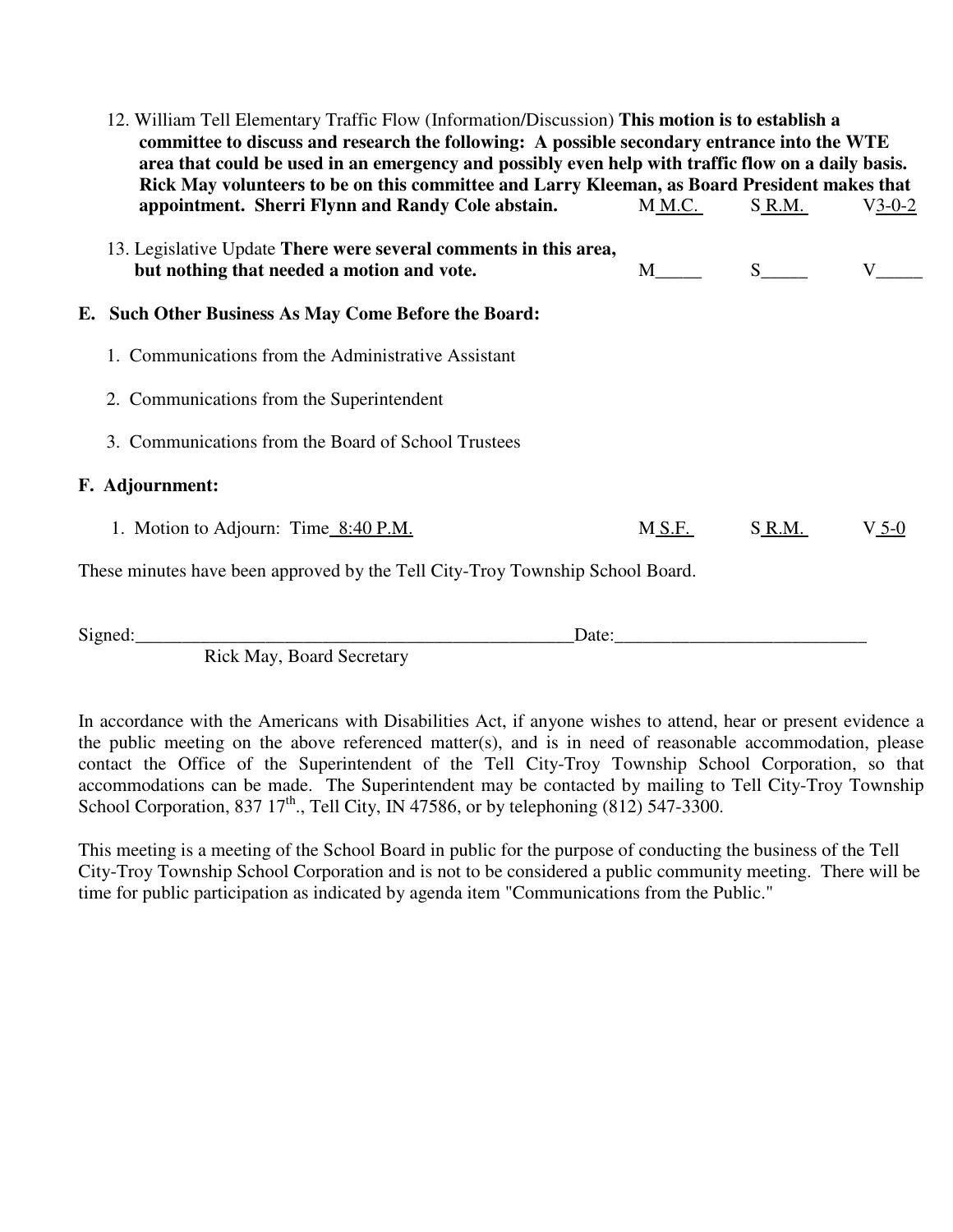12. William Tell Elementary Traffic Flow (Information/Discussion) **This motion is to establish a committee to discuss and research the following: A possible secondary entrance into the WTE area that could be used in an emergency and possibly even help with traffic flow on a daily basis. Rick May volunteers to be on this committee and Larry Kleeman, as Board President makes that appointment. Sherri Flynn and Randy Cole abstain.** M M.C. S R.M. V 3-0-2

13. Legislative Update **There were several comments in this area, but nothing that needed a motion and vote.** M_____ S_____ V_____

**E. Such Other Business As May Come Before the Board:**

1. Communications from the Administrative Assistant

2. Communications from the Superintendent

3. Communications from the Board of School Trustees

**F. Adjournment:**

1. Motion to Adjourn: Time 8:40 P.M. M S.F. S R.M. V 5-0

These minutes have been approved by the Tell City-Troy Township School Board.

Signed:_______________________________________________Date:__________________________

Rick May, Board Secretary

In accordance with the Americans with Disabilities Act, if anyone wishes to attend, hear or present evidence a the public meeting on the above referenced matter(s), and is in need of reasonable accommodation, please contact the Office of the Superintendent of the Tell City-Troy Township School Corporation, so that accommodations can be made. The Superintendent may be contacted by mailing to Tell City-Troy Township School Corporation, 837 17th., Tell City, IN 47586, or by telephoning (812) 547-3300.

This meeting is a meeting of the School Board in public for the purpose of conducting the business of the Tell City-Troy Township School Corporation and is not to be considered a public community meeting. There will be time for public participation as indicated by agenda item "Communications from the Public."